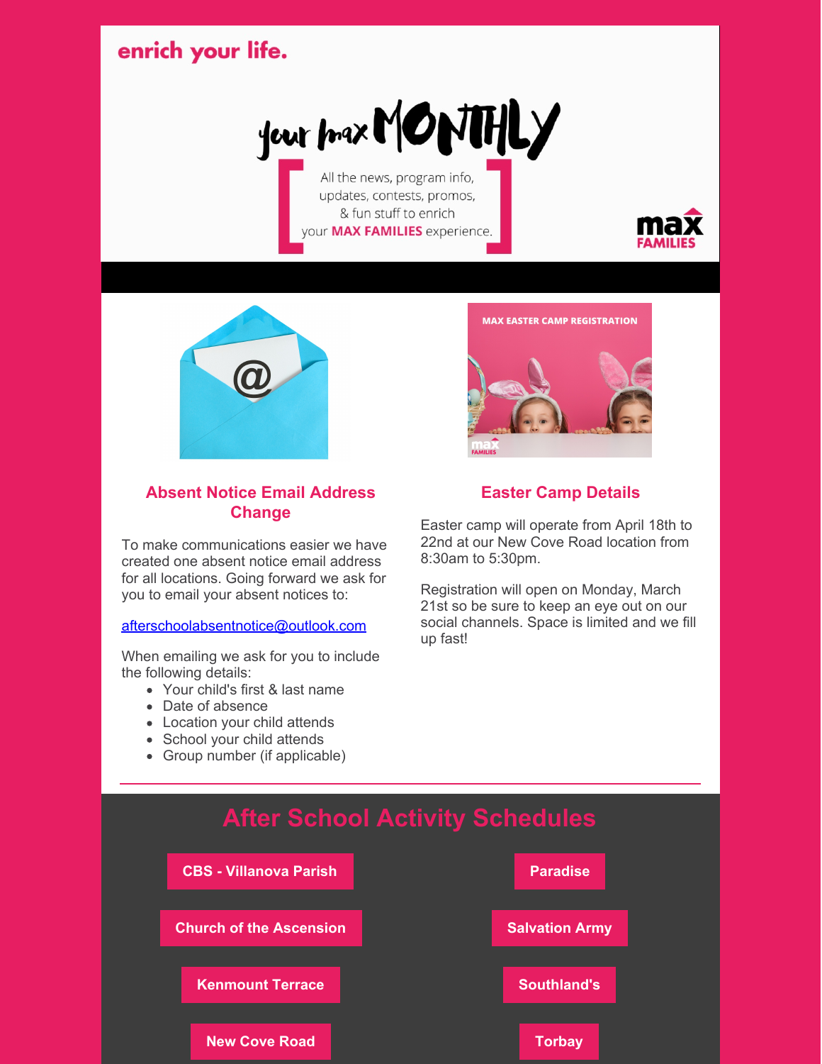enrich your life.

# your max MONTHLY

All the news, program info, updates, contests, promos, & fun stuff to enrich your **MAX FAMILIES** experience.

max FAMILIES

## Absent Notice Email Address Change

To make communications easier we have created one absent notice email address for all locations. Going forward we ask for you to email your absent notices to:

afterschoolabsentnotice@outlook.com

When emailing we ask for you to include the following details:

- Your child's first & last name
- Date of absence
- Location your child attends
- School your child attends
- Group number (if applicable)

MAX EASTER CAMP REGISTRATION

## Easter Camp Details

Easter camp will operate from April 18th to 22nd at our New Cove Road location from 8:30am to 5:30pm.

Registration will open on Monday, March 21st so be sure to keep an eye out on our social channels. Space is limited and we fill up fast!

## After School Activity Schedules

- CBS - Villanova Parish
- Church of the Ascension
- Kenmount Terrace
- New Cove Road
- Paradise
- Salvation Army
- Southland's
- Torbay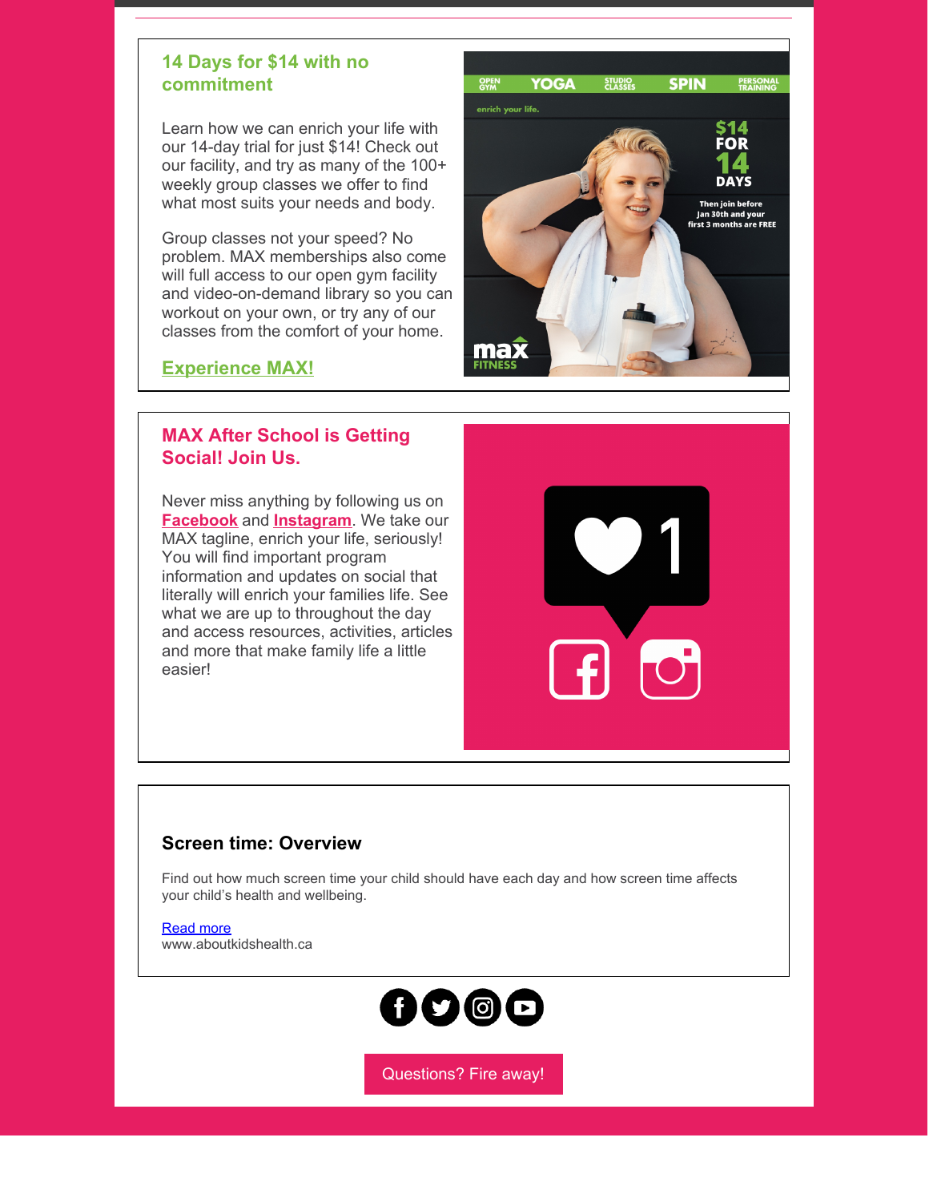## 14 Days for $14 with no commitment

Learn how we can enrich your life with our 14-day trial for just $14! Check out our facility, and try as many of the 100+ weekly group classes we offer to find what most suits your needs and body.

Group classes not your speed? No problem. MAX memberships also come will full access to our open gym facility and video-on-demand library so you can workout on your own, or try any of our classes from the comfort of your home.

**Experience MAX!**

## MAX After School is Getting Social! Join Us.

Never miss anything by following us on **Facebook** and **Instagram**. We take our MAX tagline, enrich your life, seriously! You will find important program information and updates on social that literally will enrich your families life. See what we are up to throughout the day and access resources, activities, articles and more that make family life a little easier!

### Screen time: Overview

Find out how much screen time your child should have each day and how screen time affects your child's health and wellbeing.

Read more
www.aboutkidshealth.ca

Questions? Fire away!